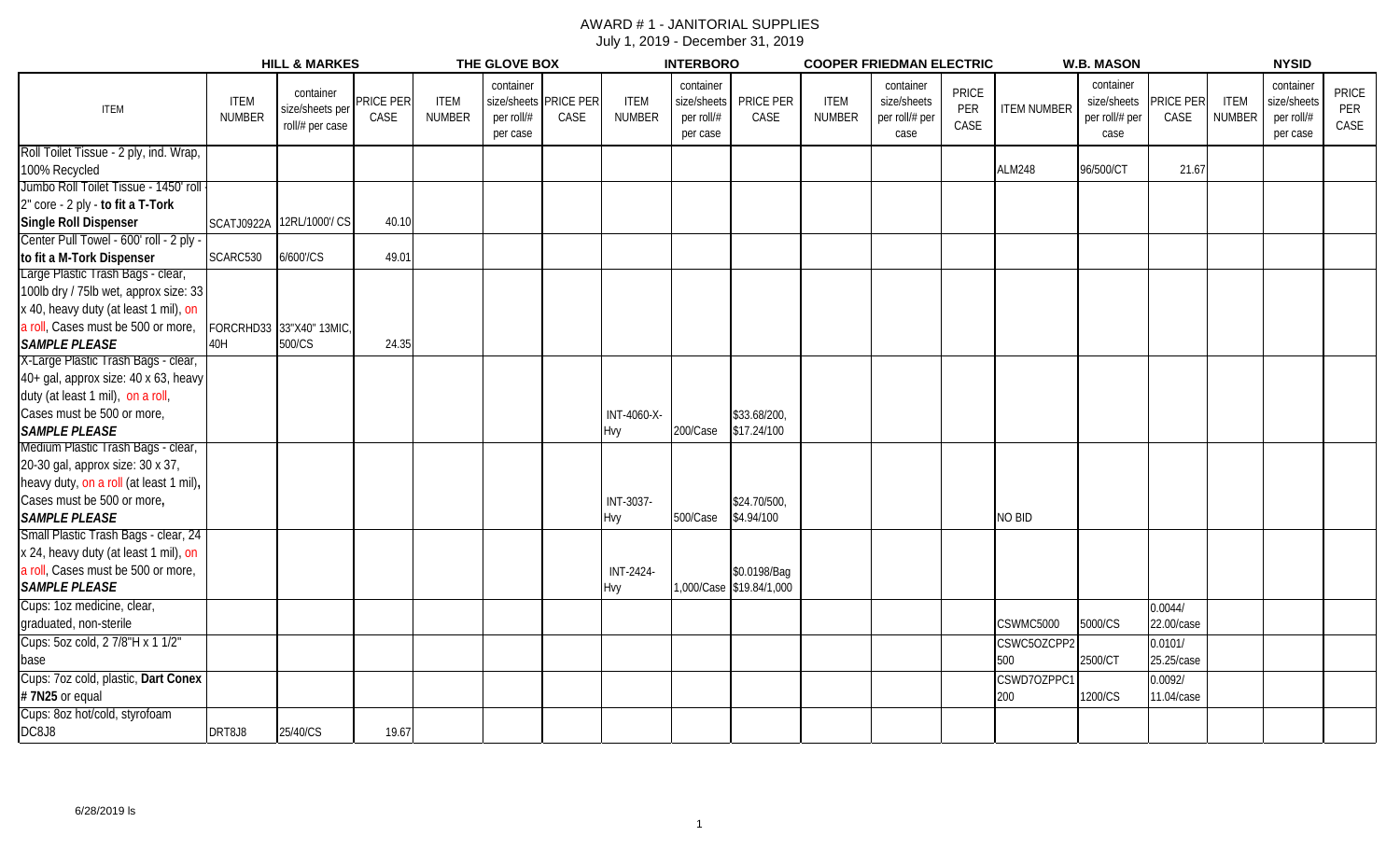# AWARD # 1 - JANITORIAL SUPPLIES

July 1, 2019 - December 31, 2019

| ITEM | HILL & MARKES | | | THE GLOVE BOX | | | INTERBORO | | | COOPER FRIEDMAN ELECTRIC | | | W.B. MASON | | | NYSID | | |
|---|---|---|---|---|---|---|---|---|---|---|---|---|---|---|---|---|---|---|
| | ITEM NUMBER | container size/sheets per roll/# per case | PRICE PER CASE | ITEM NUMBER | container size/sheets per roll/# per case | PRICE PER CASE | ITEM NUMBER | container size/sheets per roll/# per case | PRICE PER CASE | ITEM NUMBER | container size/sheets per roll/# per case | PRICE PER CASE | ITEM NUMBER | container size/sheets per roll/# per case | PRICE PER CASE | ITEM NUMBER | container size/sheets per roll/# per case | PRICE PER CASE |
| Roll Toilet Tissue - 2 ply, ind. Wrap, 100% Recycled | | | | | | | | | | | | | ALM248 | 96/500/CT | 21.67 | | | |
| Jumbo Roll Toilet Tissue - 1450' roll - 2" core - 2 ply - **to fit a T-Tork Single Roll Dispenser** | SCATJ0922A | 12RL/1000'/ CS | 40.10 | | | | | | | | | | | | | | | |
| Center Pull Towel - 600' roll - 2 ply - **to fit a M-Tork Dispenser** | SCARC530 | 6/600'/CS | 49.01 | | | | | | | | | | | | | | | |
| Large Plastic Trash Bags - clear, 100lb dry / 75lb wet, approx size: 33 x 40, heavy duty (at least 1 mil), on a roll, Cases must be 500 or more, ***SAMPLE PLEASE*** | FORCRHD33 40H | 33"X40" 13MIC, 500/CS | 24.35 | | | | | | | | | | | | | | | |
| X-Large Plastic Trash Bags - clear, 40+ gal, approx size: 40 x 63, heavy duty (at least 1 mil), on a roll, Cases must be 500 or more, ***SAMPLE PLEASE*** | | | | | | | INT-4060-X-Hvy | 200/Case | $33.68/200, $17.24/100 | | | | | | | | | |
| Medium Plastic Trash Bags - clear, 20-30 gal, approx size: 30 x 37, heavy duty, on a roll (at least 1 mil), Cases must be 500 or more, ***SAMPLE PLEASE*** | | | | | | | INT-3037-Hvy | 500/Case | $24.70/500, $4.94/100 | | | | NO BID | | | | | |
| Small Plastic Trash Bags - clear, 24 x 24, heavy duty (at least 1 mil), on a roll, Cases must be 500 or more, ***SAMPLE PLEASE*** | | | | | | | INT-2424-Hvy | 1,000/Case | $0.0198/Bag $19.84/1,000 | | | | | | | | | |
| Cups: 1oz medicine, clear, graduated, non-sterile | | | | | | | | | | | | | CSWMC5000 | 5000/CS | 0.0044/ 22.00/case | | | |
| Cups: 5oz cold, 2 7/8"H x 1 1/2" base | | | | | | | | | | | | | CSWC5OZCPP2500 | 2500/CT | 0.0101/ 25.25/case | | | |
| Cups: 7oz cold, plastic, **Dart Conex # 7N25** or equal | | | | | | | | | | | | | CSWD7OZPPC1200 | 1200/CS | 0.0092/ 11.04/case | | | |
| Cups: 8oz hot/cold, styrofoam DC8J8 | DRT8J8 | 25/40/CS | 19.67 | | | | | | | | | | | | | | | |

6/28/2019 ls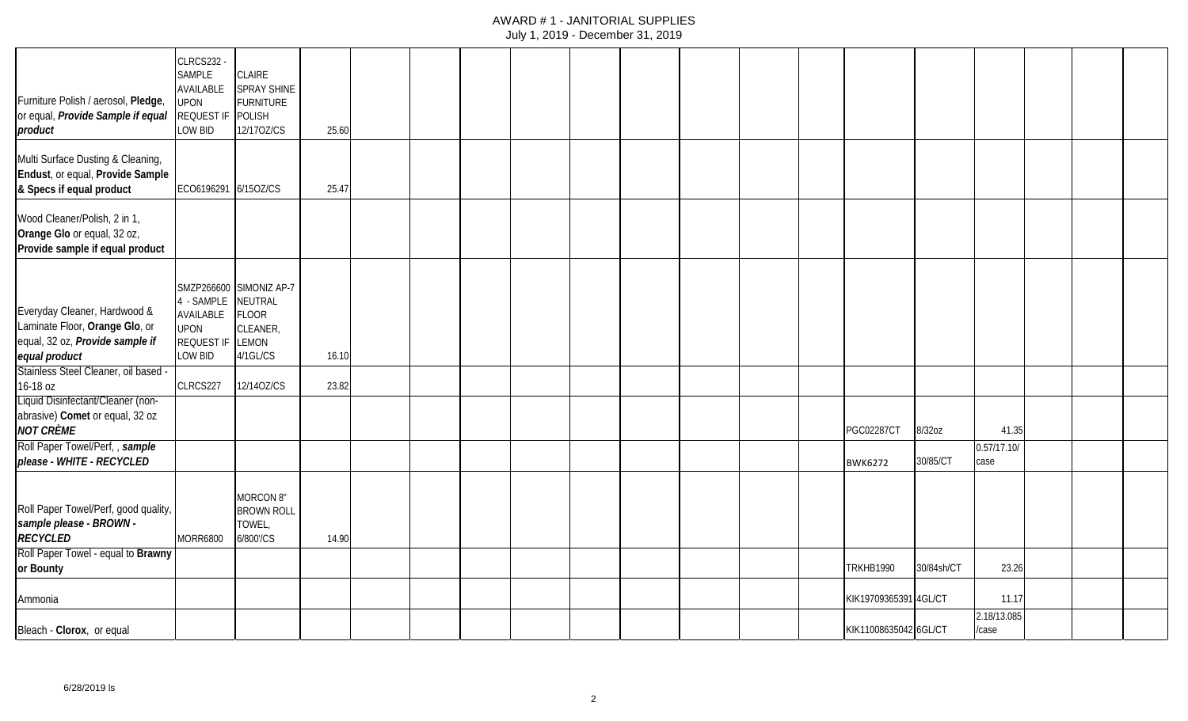# AWARD # 1 - JANITORIAL SUPPLIES

July 1, 2019 - December 31, 2019

| | | | | | | | | | | | | | | | | | | |
|---|---|---|---|---|---|---|---|---|---|---|---|---|---|---|---|---|---|---|
| Furniture Polish / aerosol, **Pledge**, or equal, ***Provide Sample if equal product*** | CLRCS232 - SAMPLE AVAILABLE UPON REQUEST IF LOW BID | CLAIRE SPRAY SHINE FURNITURE POLISH 12/17OZ/CS | 25.60 | | | | | | | | | | | | | | | |
| Multi Surface Dusting & Cleaning, **Endust**, or equal, **Provide Sample & Specs if equal product** | ECO6196291 | 6/15OZ/CS | 25.47 | | | | | | | | | | | | | | | |
| Wood Cleaner/Polish, 2 in 1, **Orange Glo** or equal, 32 oz, **Provide sample if equal product** | | | | | | | | | | | | | | | | | | |
| Everyday Cleaner, Hardwood & Laminate Floor, **Orange Glo**, or equal, 32 oz, ***Provide sample if equal product*** | SMZP2666004 - SAMPLE AVAILABLE UPON REQUEST IF LOW BID | SIMONIZ AP-7 NEUTRAL FLOOR CLEANER, LEMON 4/1GL/CS | 16.10 | | | | | | | | | | | | | | | |
| Stainless Steel Cleaner, oil based - 16-18 oz | CLRCS227 | 12/14OZ/CS | 23.82 | | | | | | | | | | | | | | | |
| Liquid Disinfectant/Cleaner (non-abrasive) **Comet** or equal, 32 oz ***NOT CRÈME*** | | | | | | | | | | | | | | PGC02287CT | 8/32oz | 41.35 | | | |
| Roll Paper Towel/Perf, , ***sample please - WHITE - RECYCLED*** | | | | | | | | | | | | | | BWK6272 | 30/85/CT | 0.57/17.10/case | | | |
| Roll Paper Towel/Perf, good quality, ***sample please - BROWN - RECYCLED*** | MORR6800 | MORCON 8" BROWN ROLL TOWEL, 6/800'/CS | 14.90 | | | | | | | | | | | | | | | |
| Roll Paper Towel - equal to **Brawny or Bounty** | | | | | | | | | | | | | | TRKHB1990 | 30/84sh/CT | 23.26 | | | |
| Ammonia | | | | | | | | | | | | | | KIK19709365391 | 4GL/CT | 11.17 | | | |
| Bleach - **Clorox**, or equal | | | | | | | | | | | | | | KIK11008635042 | 6GL/CT | 2.18/13.085/case | | | |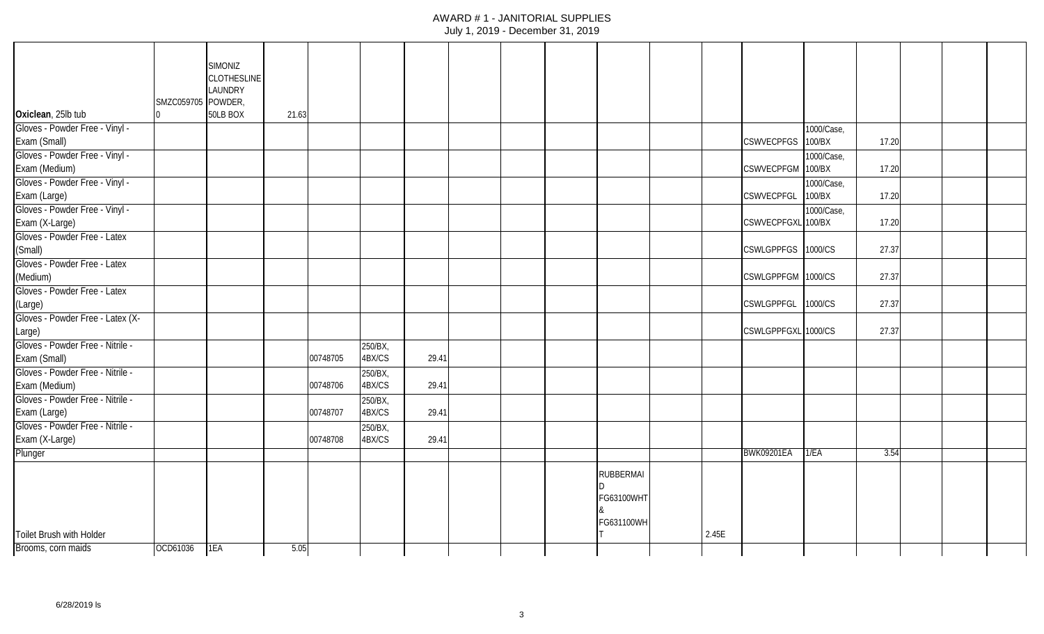| | | | | | | | | | | | | | | | | | | |
|---|---|---|---|---|---|---|---|---|---|---|---|---|---|---|---|---|---|---|
| **Oxiclean**, 25lb tub | SMZC0597050 | SIMONIZ CLOTHESLINE LAUNDRY POWDER, 50LB BOX | 21.63 | | | | | | | | | | | | | | | |
| Gloves - Powder Free - Vinyl - Exam (Small) | | | | | | | | | | | | | CSWVECPFGS | 1000/Case, 100/BX | 17.20 | | | |
| Gloves - Powder Free - Vinyl - Exam (Medium) | | | | | | | | | | | | | CSWVECPFGM | 1000/Case, 100/BX | 17.20 | | | |
| Gloves - Powder Free - Vinyl - Exam (Large) | | | | | | | | | | | | | CSWVECPFGL | 1000/Case, 100/BX | 17.20 | | | |
| Gloves - Powder Free - Vinyl - Exam (X-Large) | | | | | | | | | | | | | CSWVECPFGXL | 1000/Case, 100/BX | 17.20 | | | |
| Gloves - Powder Free - Latex (Small) | | | | | | | | | | | | | CSWLGPPFGS | 1000/CS | 27.37 | | | |
| Gloves - Powder Free - Latex (Medium) | | | | | | | | | | | | | CSWLGPPFGM | 1000/CS | 27.37 | | | |
| Gloves - Powder Free - Latex (Large) | | | | | | | | | | | | | CSWLGPPFGL | 1000/CS | 27.37 | | | |
| Gloves - Powder Free - Latex (X-Large) | | | | | | | | | | | | | CSWLGPPFGXL | 1000/CS | 27.37 | | | |
| Gloves - Powder Free - Nitrile - Exam (Small) | | | | 00748705 | 250/BX, 4BX/CS | 29.41 | | | | | | | | | | | | |
| Gloves - Powder Free - Nitrile - Exam (Medium) | | | | 00748706 | 250/BX, 4BX/CS | 29.41 | | | | | | | | | | | | |
| Gloves - Powder Free - Nitrile - Exam (Large) | | | | 00748707 | 250/BX, 4BX/CS | 29.41 | | | | | | | | | | | | |
| Gloves - Powder Free - Nitrile - Exam (X-Large) | | | | 00748708 | 250/BX, 4BX/CS | 29.41 | | | | | | | | | | | | |
| Plunger | | | | | | | | | | | | | BWK09201EA | 1/EA | 3.54 | | | |
| Toilet Brush with Holder | | | | | | | | | | RUBBERMAID FG63100WHT & FG631100WHT | | 2.45E | | | | | | |
| Brooms, corn maids | OCD61036 | 1EA | 5.05 | | | | | | | | | | | | | | | |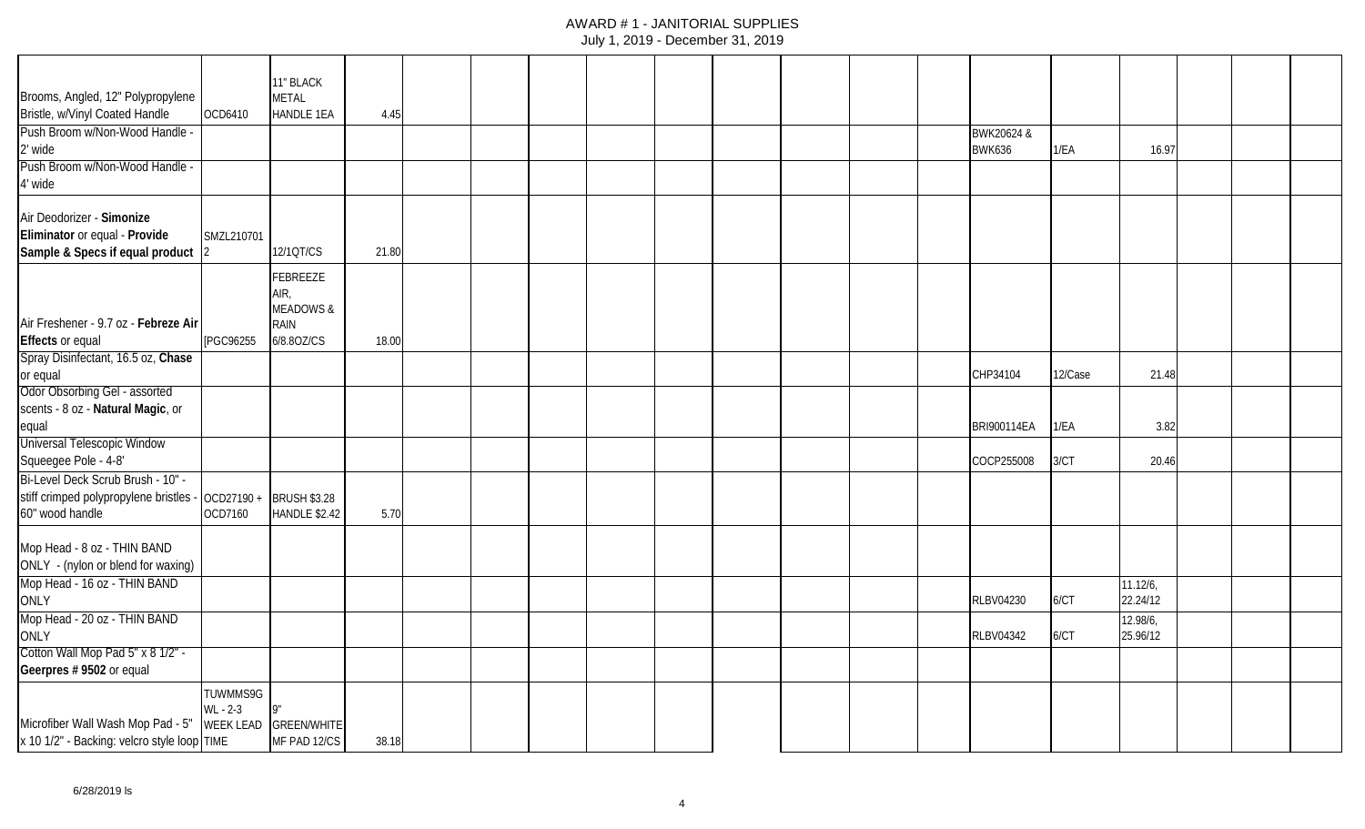AWARD # 1 - JANITORIAL SUPPLIES
July 1, 2019 - December 31, 2019

| | | | | | | | | | | | | | | | | | | |
|---|---|---|---|---|---|---|---|---|---|---|---|---|---|---|---|---|---|---|
| Brooms, Angled, 12" Polypropylene Bristle, w/Vinyl Coated Handle | OCD6410 | 11" BLACK METAL HANDLE 1EA | 4.45 | | | | | | | | | | | | | | | |
| Push Broom w/Non-Wood Handle - 2' wide | | | | | | | | | | | | | BWK20624 & BWK636 | 1/EA | 16.97 | | | |
| Push Broom w/Non-Wood Handle - 4' wide | | | | | | | | | | | | | | | | | | |
| Air Deodorizer - **Simonize Eliminator** or equal - **Provide Sample & Specs if equal product** | SMZL2107012 | 12/1QT/CS | 21.80 | | | | | | | | | | | | | | | |
| Air Freshener - 9.7 oz - **Febreze Air Effects** or equal | [PGC96255 | FEBREEZE AIR, MEADOWS & RAIN 6/8.8OZ/CS | 18.00 | | | | | | | | | | | | | | | |
| Spray Disinfectant, 16.5 oz, **Chase** or equal | | | | | | | | | | | | | CHP34104 | 12/Case | 21.48 | | | |
| Odor Absorbing Gel - assorted scents - 8 oz - **Natural Magic**, or equal | | | | | | | | | | | | | BRI900114EA | 1/EA | 3.82 | | | |
| Universal Telescopic Window Squeegee Pole - 4-8' | | | | | | | | | | | | | COCP255008 | 3/CT | 20.46 | | | |
| Bi-Level Deck Scrub Brush - 10" - stiff crimped polypropylene bristles - 60" wood handle | OCD27190 + OCD7160 | BRUSH $3.28 HANDLE $2.42 | 5.70 | | | | | | | | | | | | | | | |
| Mop Head - 8 oz - THIN BAND ONLY - (nylon or blend for waxing) | | | | | | | | | | | | | | | | | | |
| Mop Head - 16 oz - THIN BAND ONLY | | | | | | | | | | | | | RLBV04230 | 6/CT | 11.12/6, 22.24/12 | | | |
| Mop Head - 20 oz - THIN BAND ONLY | | | | | | | | | | | | | RLBV04342 | 6/CT | 12.98/6, 25.96/12 | | | |
| Cotton Wall Mop Pad 5" x 8 1/2" - **Geerpres # 9502** or equal | | | | | | | | | | | | | | | | | | |
| Microfiber Wall Wash Mop Pad - 5" x 10 1/2" - Backing: velcro style loop | TUWMMS9G WL - 2-3 WEEK LEAD TIME | 9" GREEN/WHITE MF PAD 12/CS | 38.18 | | | | | | | | | | | | | | | |

6/28/2019 ls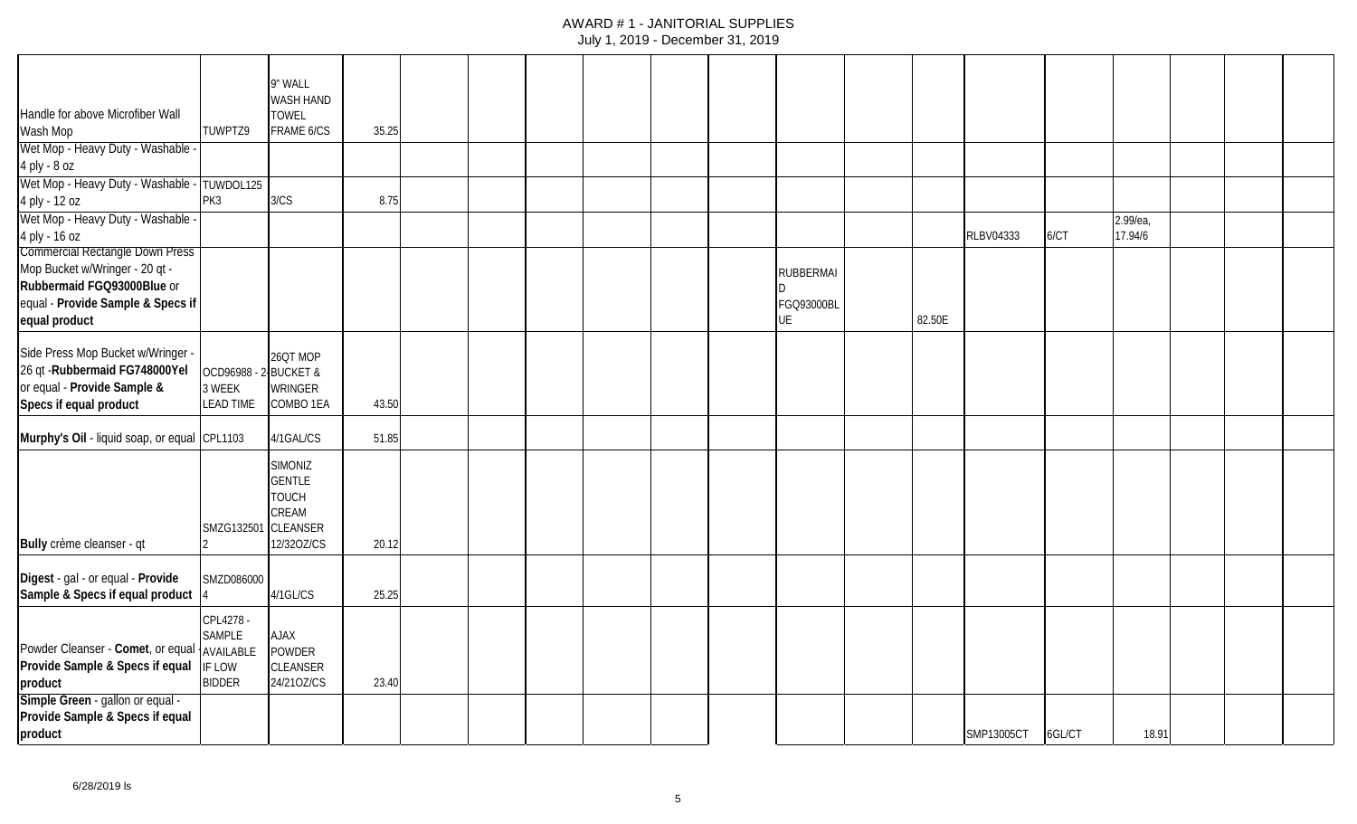AWARD # 1 - JANITORIAL SUPPLIES
July 1, 2019 - December 31, 2019

| | | | | | | | | | | | | | | | | | | |
|---|---|---|---|---|---|---|---|---|---|---|---|---|---|---|---|---|---|---|
| Handle for above Microfiber Wall Wash Mop | TUWPTZ9 | 9" WALL WASH HAND TOWEL FRAME 6/CS | 35.25 | | | | | | | | | | | | | | | |
| Wet Mop - Heavy Duty - Washable - 4 ply - 8 oz | | | | | | | | | | | | | | | | | | |
| Wet Mop - Heavy Duty - Washable - 4 ply - 12 oz | TUWDOL125 PK3 | 3/CS | 8.75 | | | | | | | | | | | | | | | |
| Wet Mop - Heavy Duty - Washable - 4 ply - 16 oz | | | | | | | | | | | | | RLBV04333 | 6/CT | 2.99/ea, 17.94/6 | | | |
| Commercial Rectangle Down Press Mop Bucket w/Wringer - 20 qt - **Rubbermaid FGQ93000Blue** or equal - **Provide Sample & Specs if equal product** | | | | | | | | | | RUBBERMAID FGQ93000BLUE | | 82.50E | | | | | | |
| Side Press Mop Bucket w/Wringer - 26 qt -**Rubbermaid FG748000Yel** or equal - **Provide Sample & Specs if equal product** | OCD96988 - 2-3 WEEK LEAD TIME | 26QT MOP BUCKET & WRINGER COMBO 1EA | 43.50 | | | | | | | | | | | | | | | |
| **Murphy's Oil** - liquid soap, or equal | CPL1103 | 4/1GAL/CS | 51.85 | | | | | | | | | | | | | | | |
| **Bully** crème cleanser - qt | SMZG1325012 | SIMONIZ GENTLE TOUCH CREAM CLEANSER 12/32OZ/CS | 20.12 | | | | | | | | | | | | | | | |
| **Digest** - gal - or equal - **Provide Sample & Specs if equal product** | SMZD0860004 | 4/1GL/CS | 25.25 | | | | | | | | | | | | | | | |
| Powder Cleanser - **Comet**, or equal - **Provide Sample & Specs if equal product** | CPL4278 - SAMPLE AVAILABLE IF LOW BIDDER | AJAX POWDER CLEANSER 24/21OZ/CS | 23.40 | | | | | | | | | | | | | | | |
| **Simple Green** - gallon or equal - **Provide Sample & Specs if equal product** | | | | | | | | | | | | | SMP13005CT | 6GL/CT | 18.91 | | | |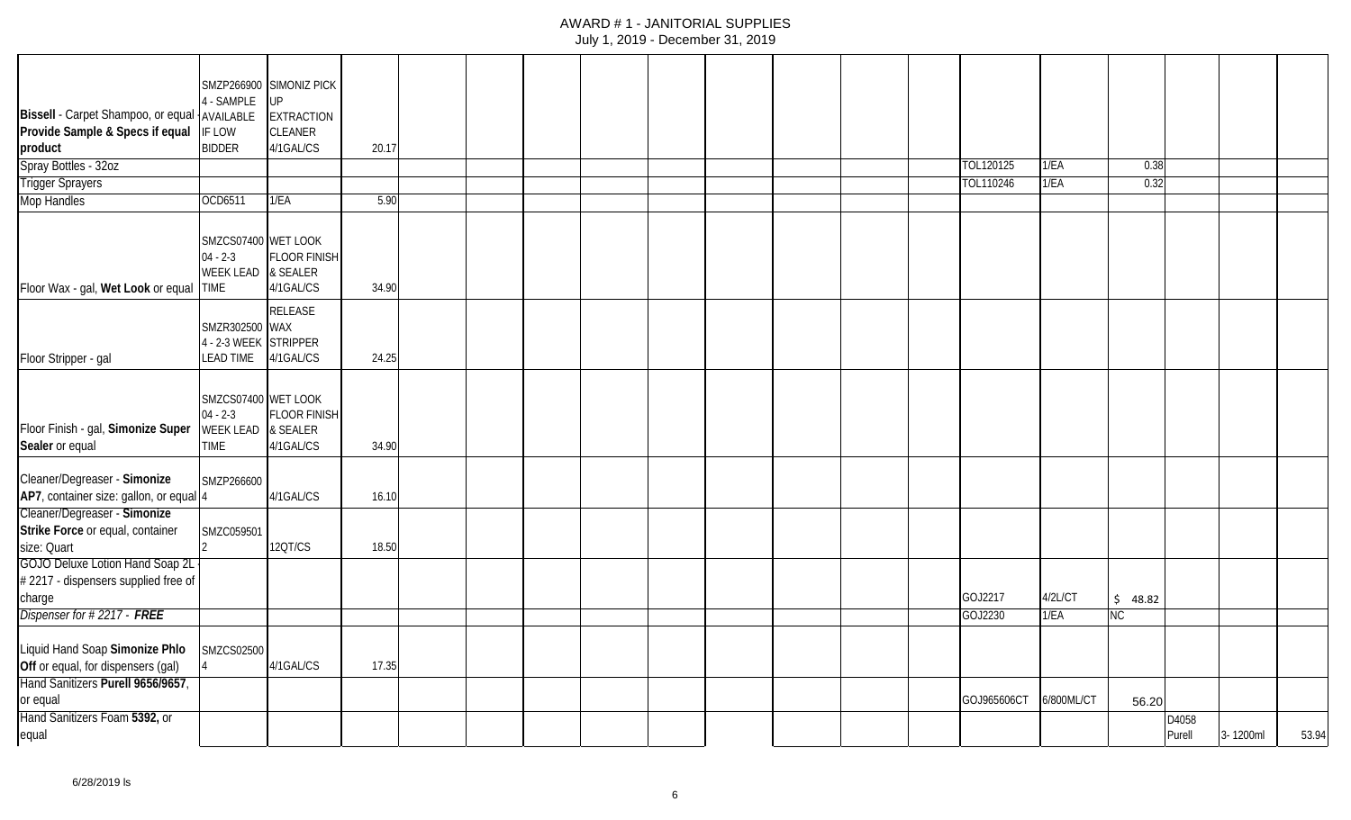# AWARD # 1 - JANITORIAL SUPPLIES

July 1, 2019 - December 31, 2019

| | | | | | | | | | | | | | | | | | | |
|---|---|---|---|---|---|---|---|---|---|---|---|---|---|---|---|---|---|---|
| **Bissell** - Carpet Shampoo, or equal - **Provide Sample & Specs if equal product** | SMZP266900 4 - SAMPLE AVAILABLE IF LOW BIDDER | SIMONIZ PICK UP EXTRACTION CLEANER 4/1GAL/CS | 20.17 | | | | | | | | | | | | | | | |
| Spray Bottles - 32oz | | | | | | | | | | | | | TOL120125 | 1/EA | 0.38 | | | |
| Trigger Sprayers | | | | | | | | | | | | | TOL110246 | 1/EA | 0.32 | | | |
| Mop Handles | OCD6511 | 1/EA | 5.90 | | | | | | | | | | | | | | | |
| Floor Wax - gal, **Wet Look** or equal | SMZCS07400 04 - 2-3 WEEK LEAD TIME | WET LOOK FLOOR FINISH & SEALER 4/1GAL/CS | 34.90 | | | | | | | | | | | | | | | |
| Floor Stripper - gal | SMZR302500 4 - 2-3 WEEK LEAD TIME | RELEASE WAX STRIPPER 4/1GAL/CS | 24.25 | | | | | | | | | | | | | | | |
| Floor Finish - gal, **Simonize Super Sealer** or equal | SMZCS07400 04 - 2-3 WEEK LEAD TIME | WET LOOK FLOOR FINISH & SEALER 4/1GAL/CS | 34.90 | | | | | | | | | | | | | | | |
| Cleaner/Degreaser - **Simonize AP7**, container size: gallon, or equal | SMZP266600 4 | 4/1GAL/CS | 16.10 | | | | | | | | | | | | | | | |
| Cleaner/Degreaser - **Simonize Strike Force** or equal, container size: Quart | SMZC059501 2 | 12QT/CS | 18.50 | | | | | | | | | | | | | | | |
| GOJO Deluxe Lotion Hand Soap 2L - # 2217 - dispensers supplied free of charge | | | | | | | | | | | | | GOJ2217 | 4/2L/CT | $ 48.82 | | | |
| *Dispenser for # 2217 - **FREE*** | | | | | | | | | | | | | GOJ2230 | 1/EA | NC | | | |
| Liquid Hand Soap **Simonize Phlo Off** or equal, for dispensers (gal) | SMZCS02500 4 | 4/1GAL/CS | 17.35 | | | | | | | | | | | | | | | |
| Hand Sanitizers **Purell 9656/9657**, or equal | | | | | | | | | | | | | GOJ965606CT | 6/800ML/CT | 56.20 | | | |
| Hand Sanitizers Foam **5392,** or equal | | | | | | | | | | | | | | | | D4058 Purell | 3- 1200ml | 53.94 |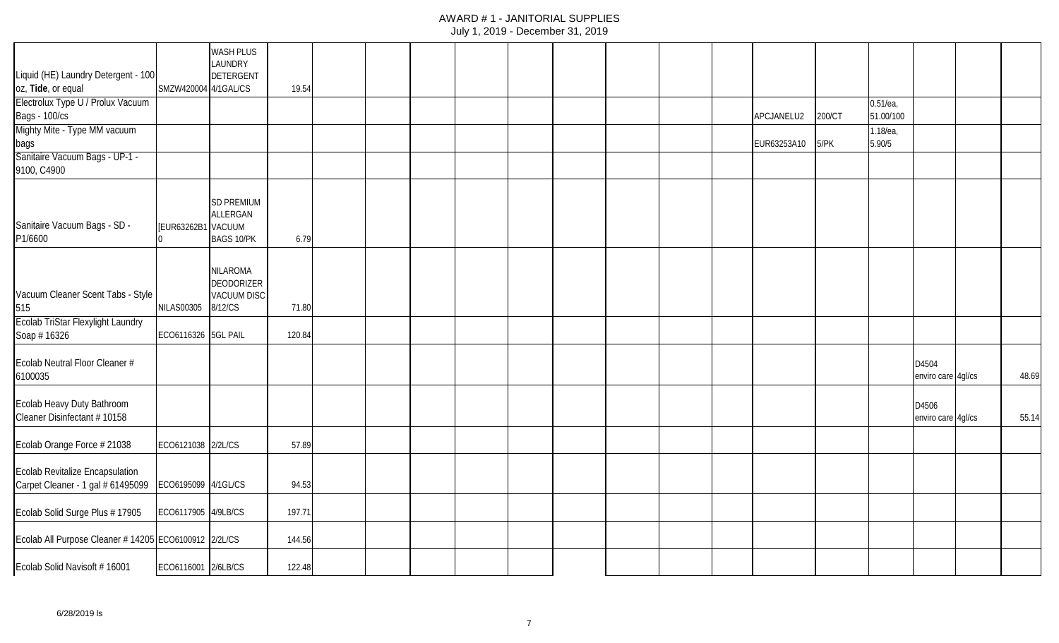# AWARD # 1 - JANITORIAL SUPPLIES

July 1, 2019 - December 31, 2019

| | | | | | | | | | | | | | | | | | | |
|---|---|---|---|---|---|---|---|---|---|---|---|---|---|---|---|---|---|---|
| Liquid (HE) Laundry Detergent - 100 oz, **Tide**, or equal | SMZW420004 | WASH PLUS LAUNDRY DETERGENT 4/1GAL/CS | 19.54 | | | | | | | | | | | | | | | |
| Electrolux Type U / Prolux Vacuum Bags - 100/cs | | | | | | | | | | | | | APCJANELU2 | 200/CT | 0.51/ea, 51.00/100 | | | |
| Mighty Mite - Type MM vacuum bags | | | | | | | | | | | | | EUR63253A10 | 5/PK | 1.18/ea, 5.90/5 | | | |
| Sanitaire Vacuum Bags - UP-1 - 9100, C4900 | | | | | | | | | | | | | | | | | | |
| Sanitaire Vacuum Bags - SD - P1/6600 | [EUR63262B10 | SD PREMIUM ALLERGAN VACUUM BAGS 10/PK | 6.79 | | | | | | | | | | | | | | | |
| Vacuum Cleaner Scent Tabs - Style 515 | NILAS00305 | NILAROMA DEODORIZER VACUUM DISC 8/12/CS | 71.80 | | | | | | | | | | | | | | | |
| Ecolab TriStar Flexylight Laundry Soap # 16326 | ECO6116326 | 5GL PAIL | 120.84 | | | | | | | | | | | | | | | |
| Ecolab Neutral Floor Cleaner # 6100035 | | | | | | | | | | | | | | | | D4504 enviro care | 4gl/cs | 48.69 |
| Ecolab Heavy Duty Bathroom Cleaner Disinfectant # 10158 | | | | | | | | | | | | | | | | D4506 enviro care | 4gl/cs | 55.14 |
| Ecolab Orange Force # 21038 | ECO6121038 | 2/2L/CS | 57.89 | | | | | | | | | | | | | | | |
| Ecolab Revitalize Encapsulation Carpet Cleaner - 1 gal # 61495099 | ECO6195099 | 4/1GL/CS | 94.53 | | | | | | | | | | | | | | | |
| Ecolab Solid Surge Plus # 17905 | ECO6117905 | 4/9LB/CS | 197.71 | | | | | | | | | | | | | | | |
| Ecolab All Purpose Cleaner # 14205 | ECO6100912 | 2/2L/CS | 144.56 | | | | | | | | | | | | | | | |
| Ecolab Solid Navisoft # 16001 | ECO6116001 | 2/6LB/CS | 122.48 | | | | | | | | | | | | | | | |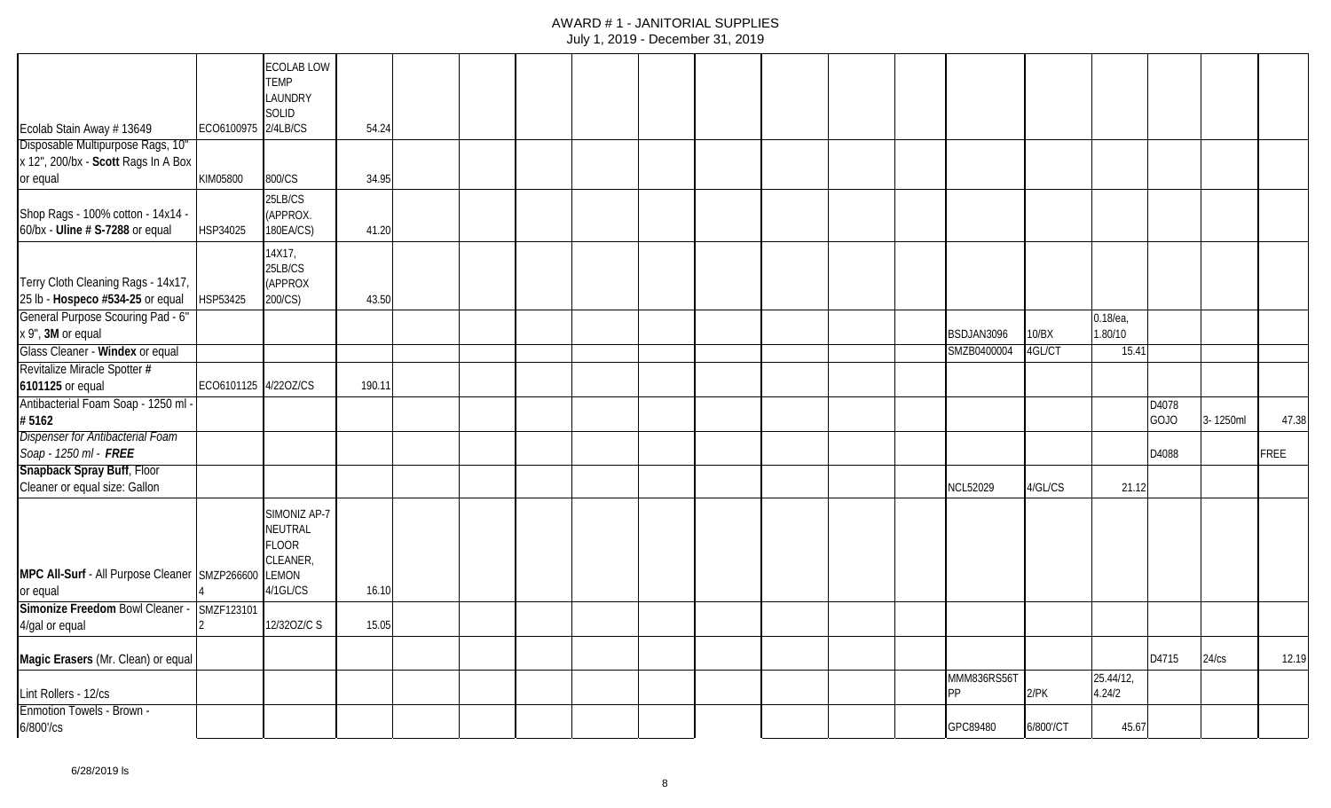# AWARD # 1 - JANITORIAL SUPPLIES

July 1, 2019 - December 31, 2019

| | | | | | | | | | | | | | | | | | | |
|---|---|---|---|---|---|---|---|---|---|---|---|---|---|---|---|---|---|---|
| Ecolab Stain Away # 13649 | ECO6100975 | ECOLAB LOW TEMP LAUNDRY SOLID 2/4LB/CS | 54.24 | | | | | | | | | | | | | | | |
| Disposable Multipurpose Rags, 10" x 12", 200/bx - **Scott** Rags In A Box or equal | KIM05800 | 800/CS | 34.95 | | | | | | | | | | | | | | | |
| Shop Rags - 100% cotton - 14x14 - 60/bx - **Uline # S-7288** or equal | HSP34025 | 25LB/CS (APPROX. 180EA/CS) | 41.20 | | | | | | | | | | | | | | | |
| Terry Cloth Cleaning Rags - 14x17, 25 lb - **Hospeco #534-25** or equal | HSP53425 | 14X17, 25LB/CS (APPROX 200/CS) | 43.50 | | | | | | | | | | | | | | | |
| General Purpose Scouring Pad - 6" x 9", **3M** or equal | | | | | | | | | | | | | BSDJAN3096 | 10/BX | 0.18/ea, 1.80/10 | | | |
| Glass Cleaner - **Windex** or equal | | | | | | | | | | | | | SMZB0400004 | 4GL/CT | 15.41 | | | |
| Revitalize Miracle Spotter # **6101125** or equal | ECO6101125 | 4/22OZ/CS | 190.11 | | | | | | | | | | | | | | | |
| Antibacterial Foam Soap - 1250 ml - **# 5162** | | | | | | | | | | | | | | | | D4078 GOJO | 3- 1250ml | 47.38 |
| *Dispenser for Antibacterial Foam Soap - 1250 ml - **FREE*** | | | | | | | | | | | | | | | | D4088 | | FREE |
| **Snapback Spray Buff**, Floor Cleaner or equal size: Gallon | | | | | | | | | | | | | NCL52029 | 4/GL/CS | 21.12 | | | |
| **MPC All-Surf** - All Purpose Cleaner or equal | SMZP2666004 | SIMONIZ AP-7 NEUTRAL FLOOR CLEANER, LEMON 4/1GL/CS | 16.10 | | | | | | | | | | | | | | | |
| **Simonize Freedom** Bowl Cleaner - 4/gal or equal | SMZF1231012 | 12/32OZ/C S | 15.05 | | | | | | | | | | | | | | | |
| **Magic Erasers** (Mr. Clean) or equal | | | | | | | | | | | | | | | | D4715 | 24/cs | 12.19 |
| Lint Rollers - 12/cs | | | | | | | | | | | | | MMM836RS56TPP | 2/PK | 25.44/12, 4.24/2 | | | |
| Enmotion Towels - Brown - 6/800'/cs | | | | | | | | | | | | | GPC89480 | 6/800'/CT | 45.67 | | | |

6/28/2019 ls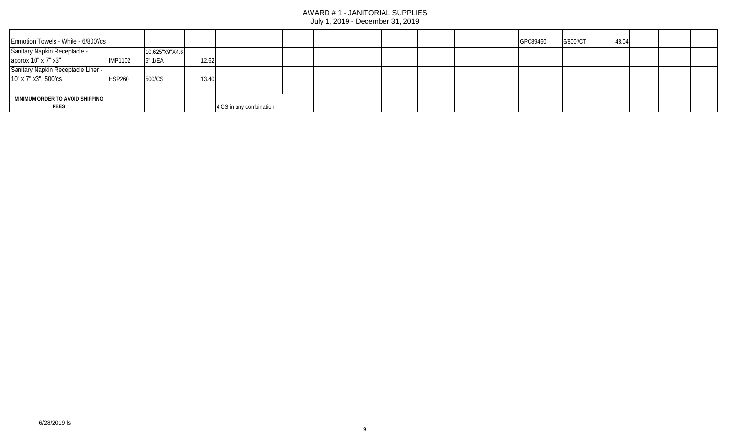| | | | | | | | | | | | | | | | | | | |
|---|---|---|---|---|---|---|---|---|---|---|---|---|---|---|---|---|---|---|
| Enmotion Towels - White - 6/800'/cs | | | | | | | | | | | | | GPC89460 | 6/800'/CT | 48.04 | | | |
| Sanitary Napkin Receptacle - approx 10" x 7" x3" | IMP1102 | 10.625"X9"X4.65" 1/EA | 12.62 | | | | | | | | | | | | | | | |
| Sanitary Napkin Receptacle Liner - 10" x 7" x3", 500/cs | HSP260 | 500/CS | 13.40 | | | | | | | | | | | | | | | |
| | | | | | | | | | | | | | | | | | | |
| **MINIMUM ORDER TO AVOID SHIPPING FEES** | | | | 4 CS in any combination | | | | | | | | | | | | | | |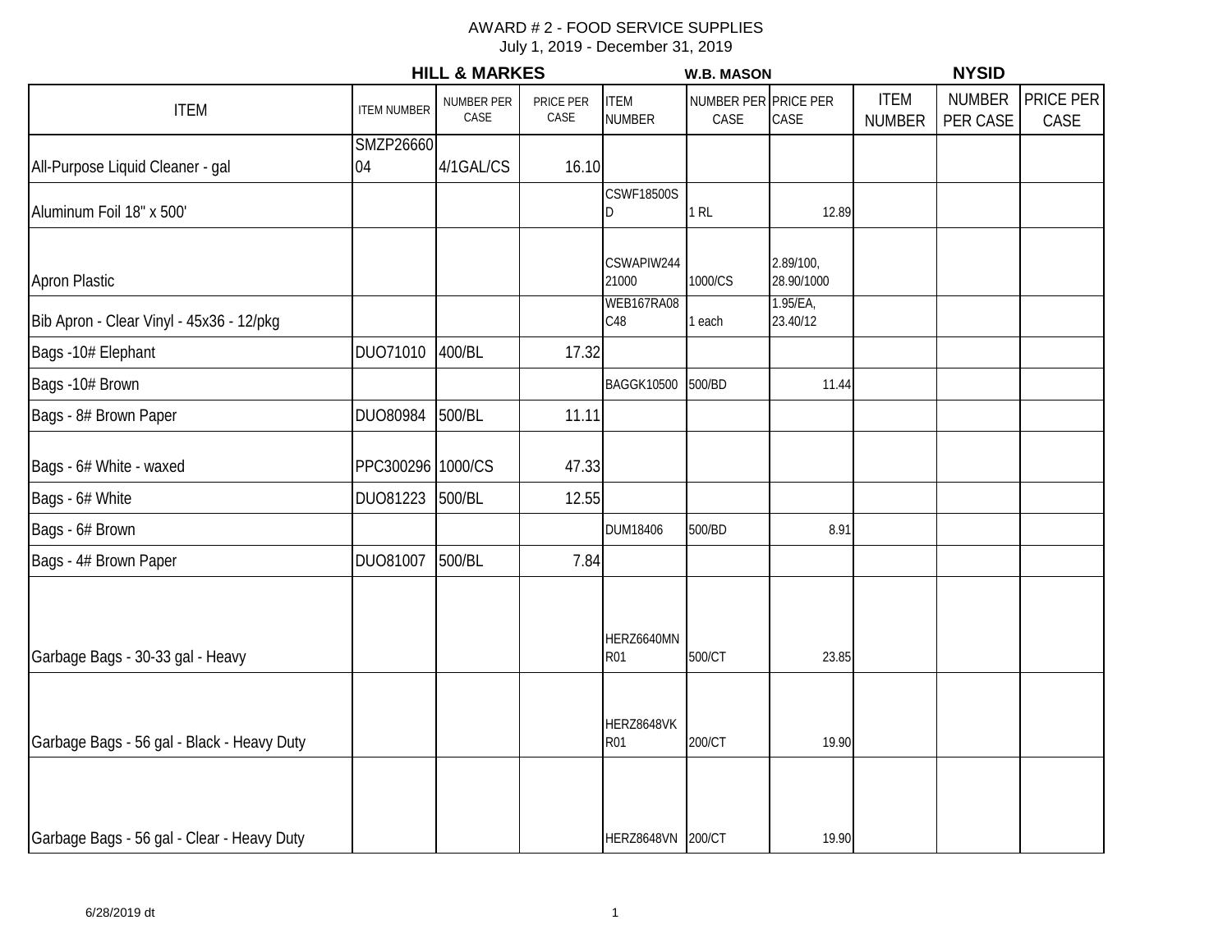# AWARD # 2 - FOOD SERVICE SUPPLIES

July 1, 2019 - December 31, 2019

| ITEM | HILL & MARKES | | | W.B. MASON | | | NYSID | | |
|---|---|---|---|---|---|---|---|---|---|
| | ITEM NUMBER | NUMBER PER CASE | PRICE PER CASE | ITEM NUMBER | NUMBER PER CASE | PRICE PER CASE | ITEM NUMBER | NUMBER PER CASE | PRICE PER CASE |
| All-Purpose Liquid Cleaner - gal | SMZP2666004 | 4/1GAL/CS | 16.10 | | | | | | |
| Aluminum Foil 18" x 500' | | | | CSWF18500SD | 1 RL | 12.89 | | | |
| Apron Plastic | | | | CSWAPIW24421000 | 1000/CS | 2.89/100, 28.90/1000 | | | |
| Bib Apron - Clear Vinyl - 45x36 - 12/pkg | | | | WEB167RA08C48 | 1 each | 1.95/EA, 23.40/12 | | | |
| Bags -10# Elephant | DUO71010 | 400/BL | 17.32 | | | | | | |
| Bags -10# Brown | | | | BAGGK10500 | 500/BD | 11.44 | | | |
| Bags - 8# Brown Paper | DUO80984 | 500/BL | 11.11 | | | | | | |
| Bags - 6# White - waxed | PPC300296 | 1000/CS | 47.33 | | | | | | |
| Bags - 6# White | DUO81223 | 500/BL | 12.55 | | | | | | |
| Bags - 6# Brown | | | | DUM18406 | 500/BD | 8.91 | | | |
| Bags - 4# Brown Paper | DUO81007 | 500/BL | 7.84 | | | | | | |
| Garbage Bags - 30-33 gal - Heavy | | | | HERZ6640MNR01 | 500/CT | 23.85 | | | |
| Garbage Bags - 56 gal - Black - Heavy Duty | | | | HERZ8648VKR01 | 200/CT | 19.90 | | | |
| Garbage Bags - 56 gal - Clear - Heavy Duty | | | | HERZ8648VN | 200/CT | 19.90 | | | |

6/28/2019 dt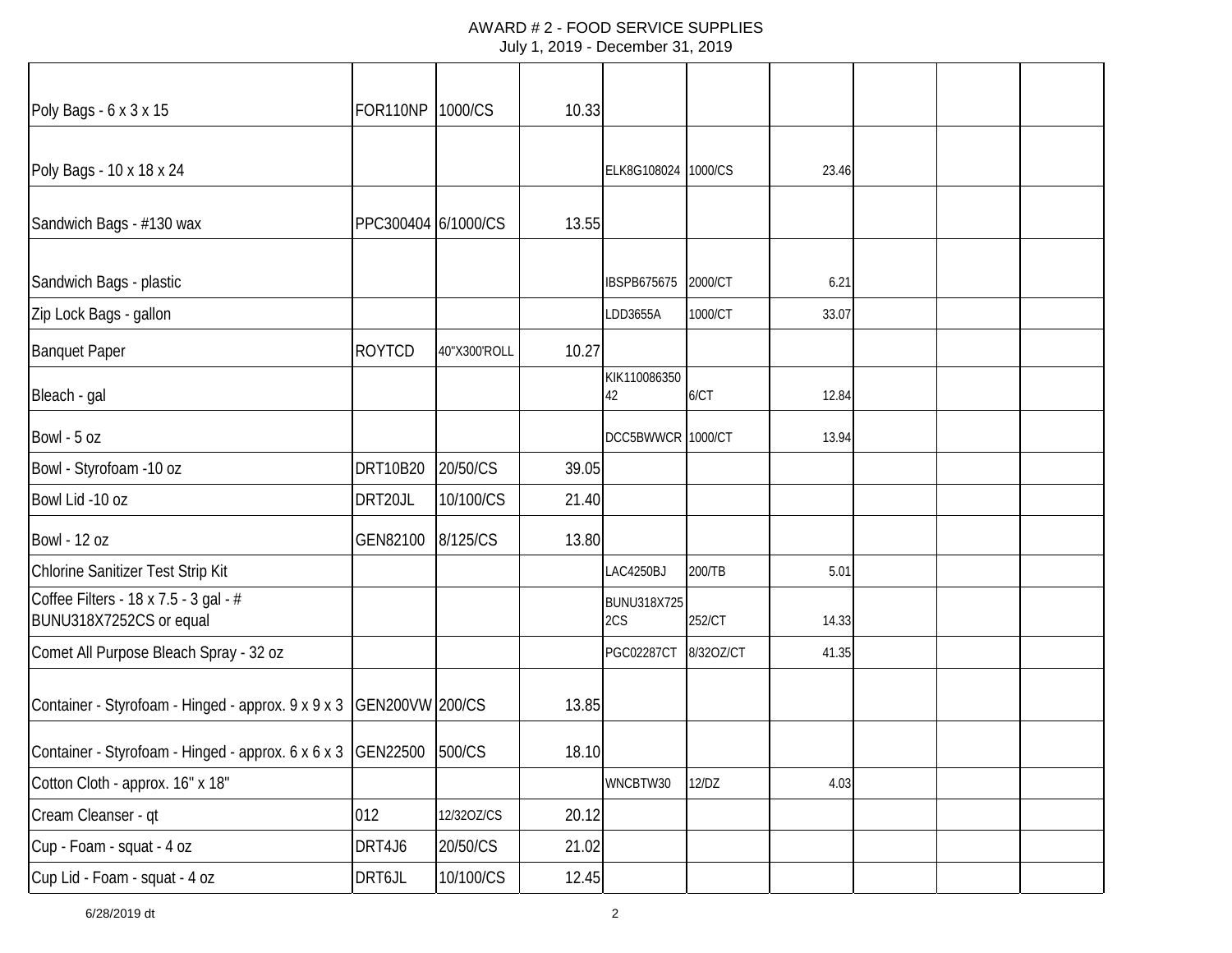AWARD # 2 - FOOD SERVICE SUPPLIES
July 1, 2019 - December 31, 2019

| | | | | | | | | | |
|---|---|---|---|---|---|---|---|---|---|
| Poly Bags - 6 x 3 x 15 | FOR110NP | 1000/CS | 10.33 | | | | | | |
| Poly Bags - 10 x 18 x 24 | | | | ELK8G108024 | 1000/CS | 23.46 | | | |
| Sandwich Bags - #130 wax | PPC300404 | 6/1000/CS | 13.55 | | | | | | |
| Sandwich Bags - plastic | | | | IBSPB675675 | 2000/CT | 6.21 | | | |
| Zip Lock Bags - gallon | | | | LDD3655A | 1000/CT | 33.07 | | | |
| Banquet Paper | ROYTCD | 40"X300'ROLL | 10.27 | | | | | | |
| Bleach - gal | | | | KIK11008635042 | 6/CT | 12.84 | | | |
| Bowl - 5 oz | | | | DCC5BWWCR | 1000/CT | 13.94 | | | |
| Bowl - Styrofoam -10 oz | DRT10B20 | 20/50/CS | 39.05 | | | | | | |
| Bowl Lid -10 oz | DRT20JL | 10/100/CS | 21.40 | | | | | | |
| Bowl - 12 oz | GEN82100 | 8/125/CS | 13.80 | | | | | | |
| Chlorine Sanitizer Test Strip Kit | | | | LAC4250BJ | 200/TB | 5.01 | | | |
| Coffee Filters - 18 x 7.5 - 3 gal - # BUNU318X7252CS or equal | | | | BUNU318X7252CS | 252/CT | 14.33 | | | |
| Comet All Purpose Bleach Spray - 32 oz | | | | PGC02287CT | 8/32OZ/CT | 41.35 | | | |
| Container - Styrofoam - Hinged - approx. 9 x 9 x 3 | GEN200VW | 200/CS | 13.85 | | | | | | |
| Container - Styrofoam - Hinged - approx. 6 x 6 x 3 | GEN22500 | 500/CS | 18.10 | | | | | | |
| Cotton Cloth - approx. 16" x 18" | | | | WNCBTW30 | 12/DZ | 4.03 | | | |
| Cream Cleanser - qt | 012 | 12/32OZ/CS | 20.12 | | | | | | |
| Cup - Foam - squat - 4 oz | DRT4J6 | 20/50/CS | 21.02 | | | | | | |
| Cup Lid - Foam - squat - 4 oz | DRT6JL | 10/100/CS | 12.45 | | | | | | |

6/28/2019 dt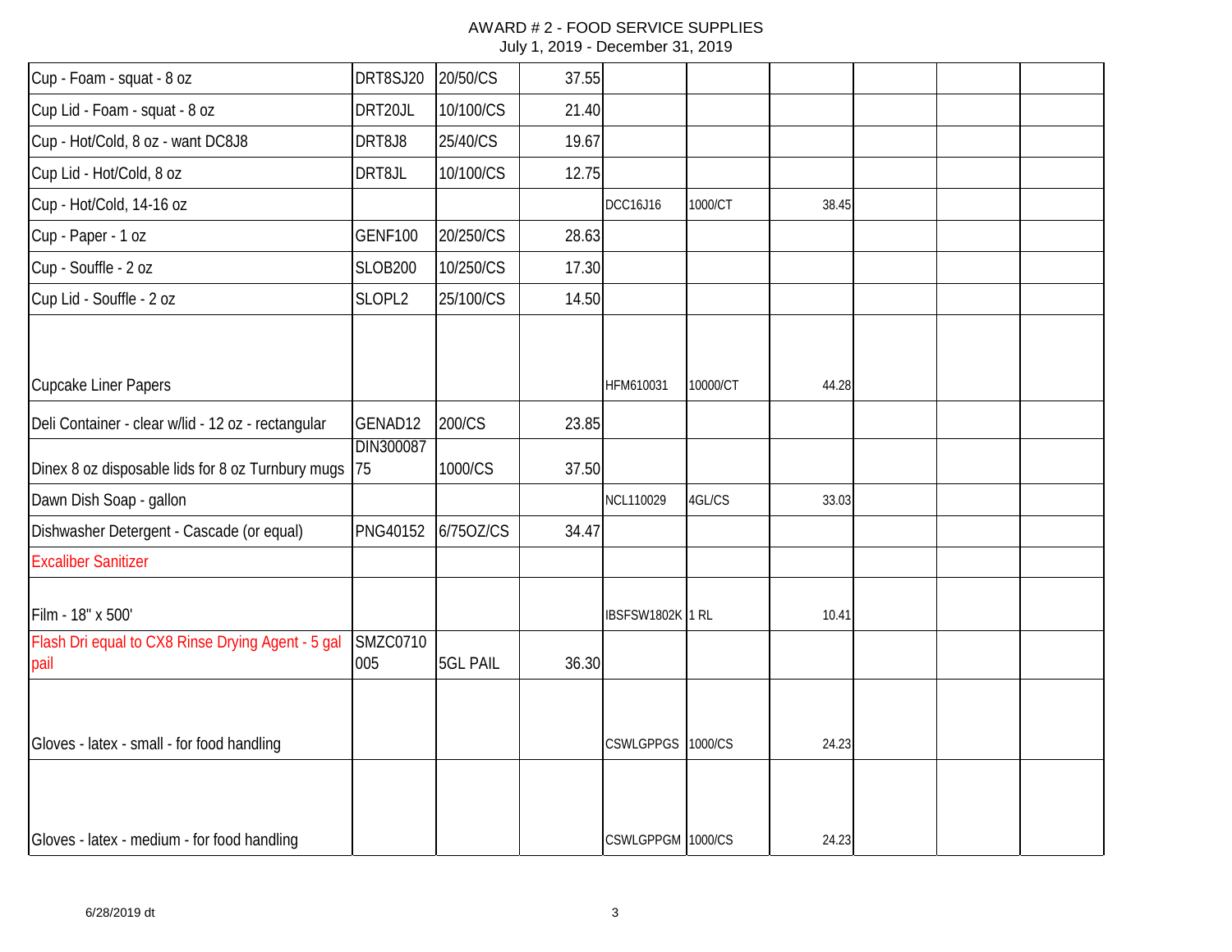# AWARD # 2 - FOOD SERVICE SUPPLIES

July 1, 2019 - December 31, 2019

| | | | | | | | | | |
|---|---|---|---|---|---|---|---|---|---|
| Cup - Foam - squat - 8 oz | DRT8SJ20 | 20/50/CS | 37.55 | | | | | | |
| Cup Lid - Foam - squat - 8 oz | DRT20JL | 10/100/CS | 21.40 | | | | | | |
| Cup - Hot/Cold, 8 oz - want DC8J8 | DRT8J8 | 25/40/CS | 19.67 | | | | | | |
| Cup Lid - Hot/Cold, 8 oz | DRT8JL | 10/100/CS | 12.75 | | | | | | |
| Cup - Hot/Cold, 14-16 oz | | | | DCC16J16 | 1000/CT | 38.45 | | | |
| Cup - Paper - 1 oz | GENF100 | 20/250/CS | 28.63 | | | | | | |
| Cup - Souffle - 2 oz | SLOB200 | 10/250/CS | 17.30 | | | | | | |
| Cup Lid - Souffle - 2 oz | SLOPL2 | 25/100/CS | 14.50 | | | | | | |
| Cupcake Liner Papers | | | | HFM610031 | 10000/CT | 44.28 | | | |
| Deli Container - clear w/lid - 12 oz - rectangular | GENAD12 | 200/CS | 23.85 | | | | | | |
| Dinex 8 oz disposable lids for 8 oz Turnbury mugs | DIN30008775 | 1000/CS | 37.50 | | | | | | |
| Dawn Dish Soap - gallon | | | | NCL110029 | 4GL/CS | 33.03 | | | |
| Dishwasher Detergent - Cascade (or equal) | PNG40152 | 6/75OZ/CS | 34.47 | | | | | | |
| Excaliber Sanitizer | | | | | | | | | |
| Film - 18" x 500' | | | | IBSFSW1802K | 1 RL | 10.41 | | | |
| Flash Dri equal to CX8 Rinse Drying Agent - 5 gal pail | SMZC0710005 | 5GL PAIL | 36.30 | | | | | | |
| Gloves - latex - small - for food handling | | | | CSWLGPPGS | 1000/CS | 24.23 | | | |
| Gloves - latex - medium - for food handling | | | | CSWLGPPGM | 1000/CS | 24.23 | | | |

6/28/2019 dt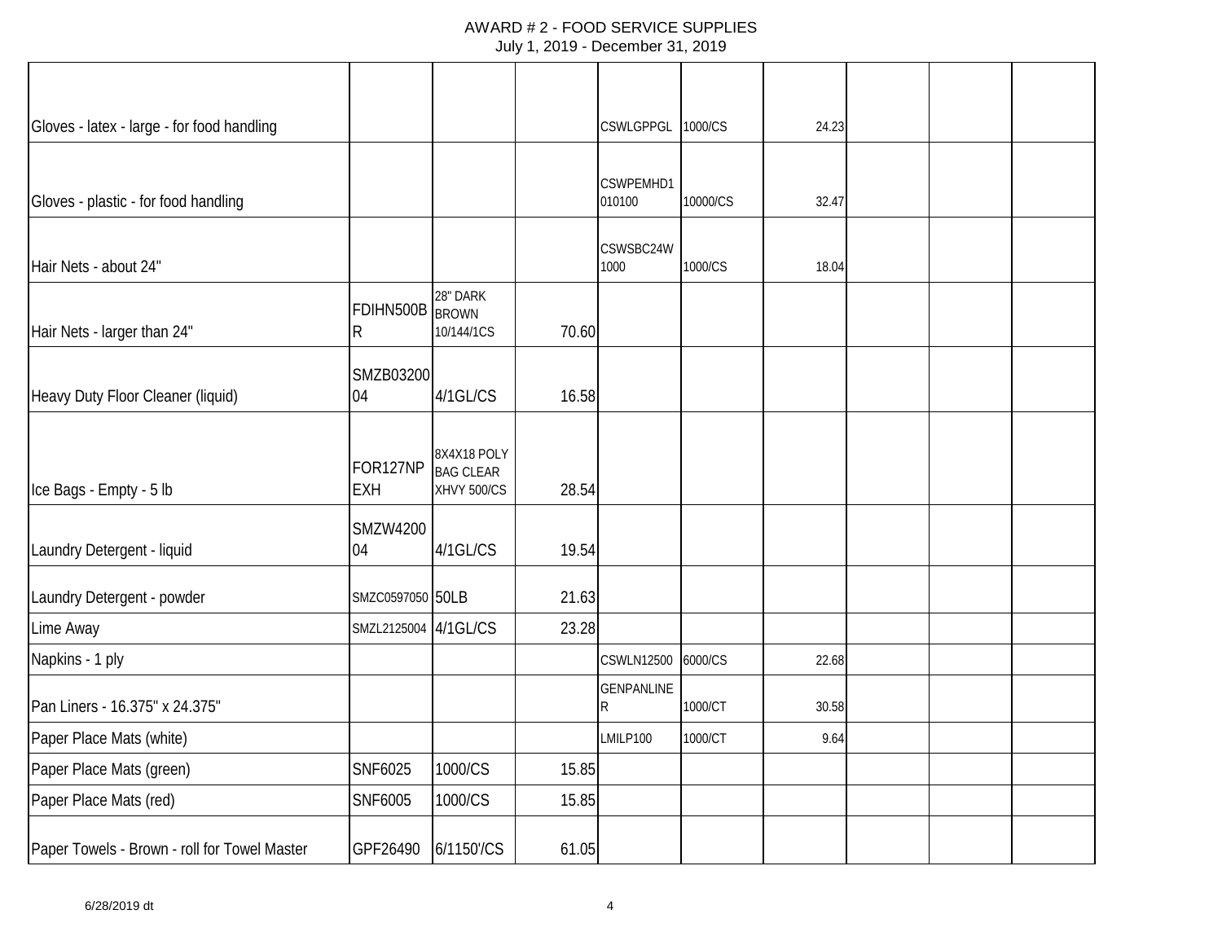# AWARD # 2 - FOOD SERVICE SUPPLIES

July 1, 2019 - December 31, 2019

| | | | | | | | | | |
|---|---|---|---|---|---|---|---|---|---|
| Gloves - latex - large - for food handling | | | | CSWLGPPGL | 1000/CS | 24.23 | | | |
| Gloves - plastic - for food handling | | | | CSWPEMHD1010100 | 10000/CS | 32.47 | | | |
| Hair Nets - about 24" | | | | CSWSBC24W1000 | 1000/CS | 18.04 | | | |
| Hair Nets - larger than 24" | FDIHN500BR | 28" DARK BROWN 10/144/1CS | 70.60 | | | | | | |
| Heavy Duty Floor Cleaner (liquid) | SMZB0320004 | 4/1GL/CS | 16.58 | | | | | | |
| Ice Bags - Empty - 5 lb | FOR127NPEXH | 8X4X18 POLY BAG CLEAR XHVY 500/CS | 28.54 | | | | | | |
| Laundry Detergent - liquid | SMZW420004 | 4/1GL/CS | 19.54 | | | | | | |
| Laundry Detergent - powder | SMZC0597050 | 50LB | 21.63 | | | | | | |
| Lime Away | SMZL2125004 | 4/1GL/CS | 23.28 | | | | | | |
| Napkins - 1 ply | | | | CSWLN12500 | 6000/CS | 22.68 | | | |
| Pan Liners - 16.375" x 24.375" | | | | GENPANLINER | 1000/CT | 30.58 | | | |
| Paper Place Mats (white) | | | | LMILP100 | 1000/CT | 9.64 | | | |
| Paper Place Mats (green) | SNF6025 | 1000/CS | 15.85 | | | | | | |
| Paper Place Mats (red) | SNF6005 | 1000/CS | 15.85 | | | | | | |
| Paper Towels - Brown - roll for Towel Master | GPF26490 | 6/1150'/CS | 61.05 | | | | | | |

6/28/2019 dt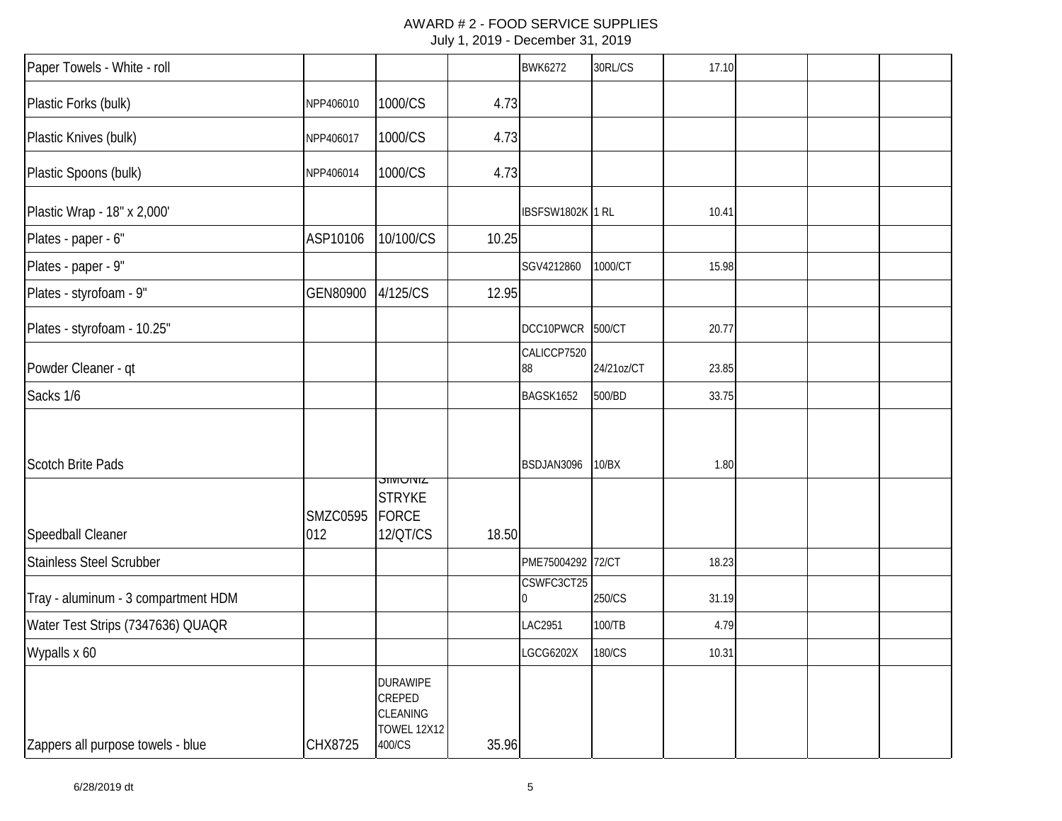AWARD # 2 - FOOD SERVICE SUPPLIES
July 1, 2019 - December 31, 2019

| | | | | | | | | | |
|---|---|---|---|---|---|---|---|---|---|
| Paper Towels - White - roll | | | | BWK6272 | 30RL/CS | 17.10 | | | |
| Plastic Forks (bulk) | NPP406010 | 1000/CS | 4.73 | | | | | | |
| Plastic Knives (bulk) | NPP406017 | 1000/CS | 4.73 | | | | | | |
| Plastic Spoons (bulk) | NPP406014 | 1000/CS | 4.73 | | | | | | |
| Plastic Wrap - 18" x 2,000' | | | | IBSFSW1802K | 1 RL | 10.41 | | | |
| Plates - paper - 6" | ASP10106 | 10/100/CS | 10.25 | | | | | | |
| Plates - paper - 9" | | | | SGV4212860 | 1000/CT | 15.98 | | | |
| Plates - styrofoam - 9" | GEN80900 | 4/125/CS | 12.95 | | | | | | |
| Plates - styrofoam - 10.25" | | | | DCC10PWCR | 500/CT | 20.77 | | | |
| Powder Cleaner - qt | | | | CALICCP752088 | 24/21oz/CT | 23.85 | | | |
| Sacks 1/6 | | | | BAGSK1652 | 500/BD | 33.75 | | | |
| Scotch Brite Pads | | | | BSDJAN3096 | 10/BX | 1.80 | | | |
| Speedball Cleaner | SMZC0595012 | SIMONIZ STRYKE FORCE 12/QT/CS | 18.50 | | | | | | |
| Stainless Steel Scrubber | | | | PME75004292 | 72/CT | 18.23 | | | |
| Tray - aluminum - 3 compartment HDM | | | | CSWFC3CT250 | 250/CS | 31.19 | | | |
| Water Test Strips (7347636) QUAQR | | | | LAC2951 | 100/TB | 4.79 | | | |
| Wypalls x 60 | | | | LGCG6202X | 180/CS | 10.31 | | | |
| Zappers all purpose towels - blue | CHX8725 | DURAWIPE CREPED CLEANING TOWEL 12X12 400/CS | 35.96 | | | | | | |

6/28/2019 dt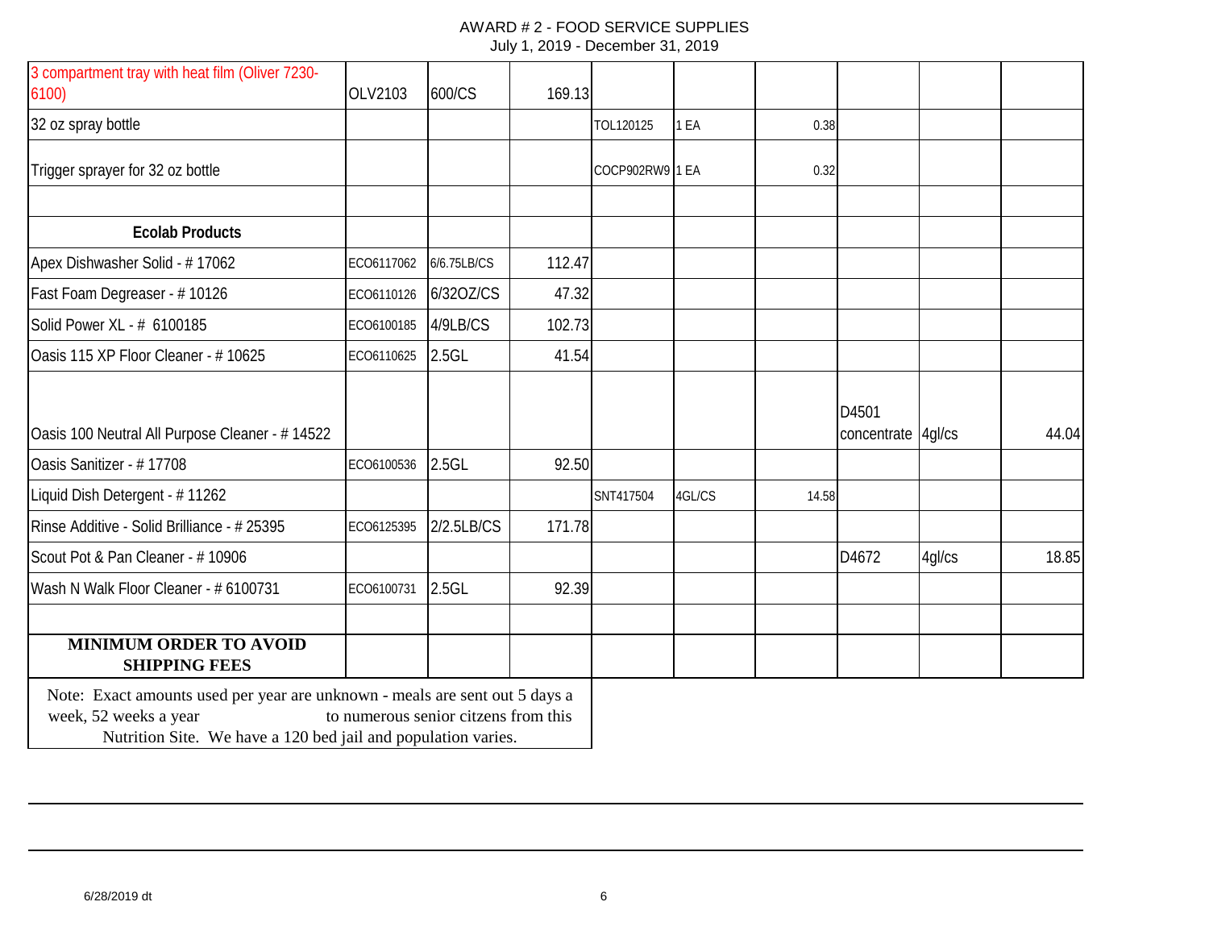AWARD # 2 - FOOD SERVICE SUPPLIES
July 1, 2019 - December 31, 2019

| | | | | | | | | | |
|---|---|---|---|---|---|---|---|---|---|
| 3 compartment tray with heat film (Oliver 7230-6100) | OLV2103 | 600/CS | 169.13 | | | | | | |
| 32 oz spray bottle | | | | TOL120125 | 1 EA | 0.38 | | | |
| Trigger sprayer for 32 oz bottle | | | | COCP902RW9 | 1 EA | 0.32 | | | |
| | | | | | | | | | |
| **Ecolab Products** | | | | | | | | | |
| Apex Dishwasher Solid - # 17062 | ECO6117062 | 6/6.75LB/CS | 112.47 | | | | | | |
| Fast Foam Degreaser - # 10126 | ECO6110126 | 6/32OZ/CS | 47.32 | | | | | | |
| Solid Power XL - # 6100185 | ECO6100185 | 4/9LB/CS | 102.73 | | | | | | |
| Oasis 115 XP Floor Cleaner - # 10625 | ECO6110625 | 2.5GL | 41.54 | | | | | | |
| Oasis 100 Neutral All Purpose Cleaner - # 14522 | | | | | | | D4501 concentrate | 4gl/cs | 44.04 |
| Oasis Sanitizer - # 17708 | ECO6100536 | 2.5GL | 92.50 | | | | | | |
| Liquid Dish Detergent - # 11262 | | | | SNT417504 | 4GL/CS | 14.58 | | | |
| Rinse Additive - Solid Brilliance - # 25395 | ECO6125395 | 2/2.5LB/CS | 171.78 | | | | | | |
| Scout Pot & Pan Cleaner - # 10906 | | | | | | | D4672 | 4gl/cs | 18.85 |
| Wash N Walk Floor Cleaner - # 6100731 | ECO6100731 | 2.5GL | 92.39 | | | | | | |
| | | | | | | | | | |
| **MINIMUM ORDER TO AVOID SHIPPING FEES** | | | | | | | | | |

Note: Exact amounts used per year are unknown - meals are sent out 5 days a week, 52 weeks a year to numerous senior citzens from this Nutrition Site. We have a 120 bed jail and population varies.

6/28/2019 dt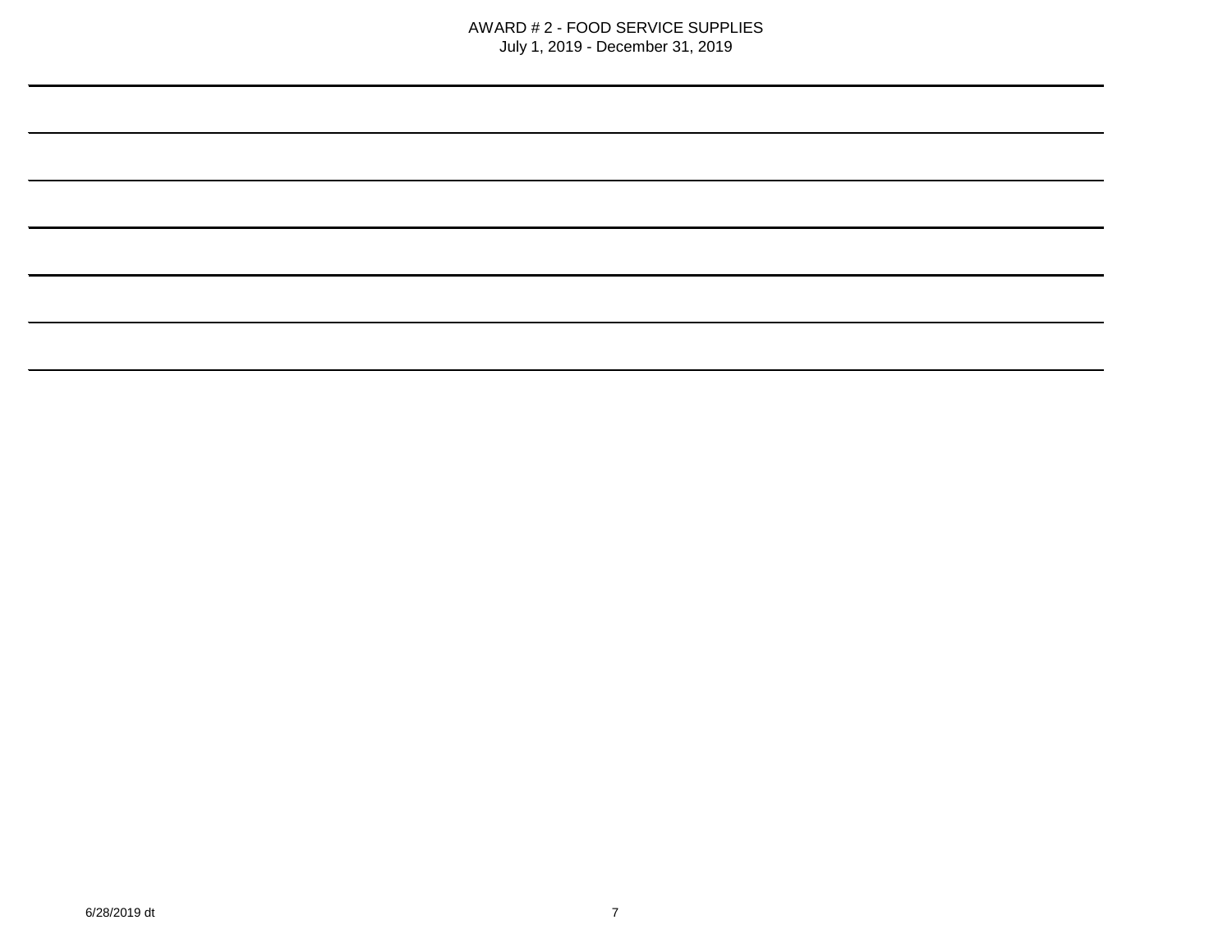AWARD # 2 - FOOD SERVICE SUPPLIES
July 1, 2019 - December 31, 2019